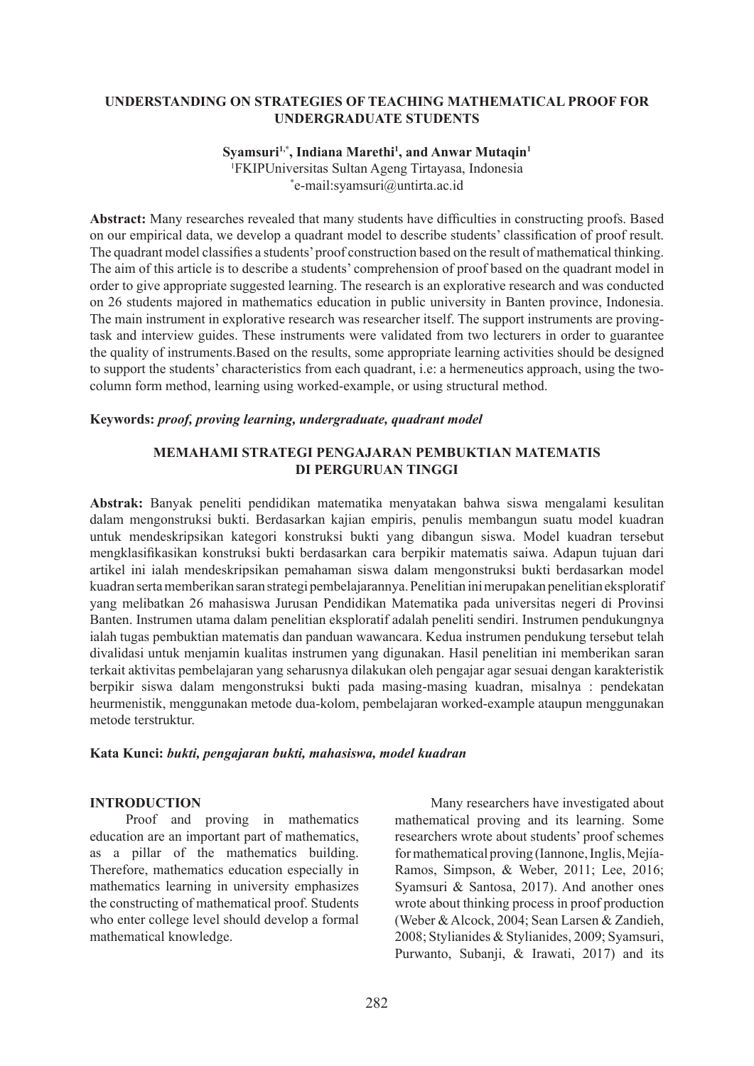# UNDERSTANDING ON STRATEGIES OF TEACHING MATHEMATICAL PROOF FOR UNDERGRADUATE STUDENTS

**Syamsuri[1,*], Indiana Marethi[1], and Anwar Mutaqin[1]**

[1]FKIPUniversitas Sultan Ageng Tirtayasa, Indonesia

[*]e-mail:syamsuri@untirta.ac.id

**Abstract:** Many researches revealed that many students have difficulties in constructing proofs. Based on our empirical data, we develop a quadrant model to describe students' classification of proof result. The quadrant model classifies a students' proof construction based on the result of mathematical thinking. The aim of this article is to describe a students' comprehension of proof based on the quadrant model in order to give appropriate suggested learning. The research is an explorative research and was conducted on 26 students majored in mathematics education in public university in Banten province, Indonesia. The main instrument in explorative research was researcher itself. The support instruments are proving-task and interview guides. These instruments were validated from two lecturers in order to guarantee the quality of instruments.Based on the results, some appropriate learning activities should be designed to support the students' characteristics from each quadrant, i.e: a hermeneutics approach, using the two-column form method, learning using worked-example, or using structural method.

**Keywords:** ***proof, proving learning, undergraduate, quadrant model***

# MEMAHAMI STRATEGI PENGAJARAN PEMBUKTIAN MATEMATIS DI PERGURUAN TINGGI

**Abstrak:** Banyak peneliti pendidikan matematika menyatakan bahwa siswa mengalami kesulitan dalam mengonstruksi bukti. Berdasarkan kajian empiris, penulis membangun suatu model kuadran untuk mendeskripsikan kategori konstruksi bukti yang dibangun siswa. Model kuadran tersebut mengklasifikasikan konstruksi bukti berdasarkan cara berpikir matematis saiwa. Adapun tujuan dari artikel ini ialah mendeskripsikan pemahaman siswa dalam mengonstruksi bukti berdasarkan model kuadran serta memberikan saran strategi pembelajarannya. Penelitian ini merupakan penelitian eksploratif yang melibatkan 26 mahasiswa Jurusan Pendidikan Matematika pada universitas negeri di Provinsi Banten. Instrumen utama dalam penelitian eksploratif adalah peneliti sendiri. Instrumen pendukungnya ialah tugas pembuktian matematis dan panduan wawancara. Kedua instrumen pendukung tersebut telah divalidasi untuk menjamin kualitas instrumen yang digunakan. Hasil penelitian ini memberikan saran terkait aktivitas pembelajaran yang seharusnya dilakukan oleh pengajar agar sesuai dengan karakteristik berpikir siswa dalam mengonstruksi bukti pada masing-masing kuadran, misalnya : pendekatan heurmenistik, menggunakan metode dua-kolom, pembelajaran worked-example ataupun menggunakan metode terstruktur.

**Kata Kunci:** ***bukti, pengajaran bukti, mahasiswa, model kuadran***

## INTRODUCTION

Proof and proving in mathematics education are an important part of mathematics, as a pillar of the mathematics building. Therefore, mathematics education especially in mathematics learning in university emphasizes the constructing of mathematical proof. Students who enter college level should develop a formal mathematical knowledge.

Many researchers have investigated about mathematical proving and its learning. Some researchers wrote about students' proof schemes for mathematical proving (Iannone, Inglis, Mejía-Ramos, Simpson, & Weber, 2011; Lee, 2016; Syamsuri & Santosa, 2017). And another ones wrote about thinking process in proof production (Weber & Alcock, 2004; Sean Larsen & Zandieh, 2008; Stylianides & Stylianides, 2009; Syamsuri, Purwanto, Subanji, & Irawati, 2017) and its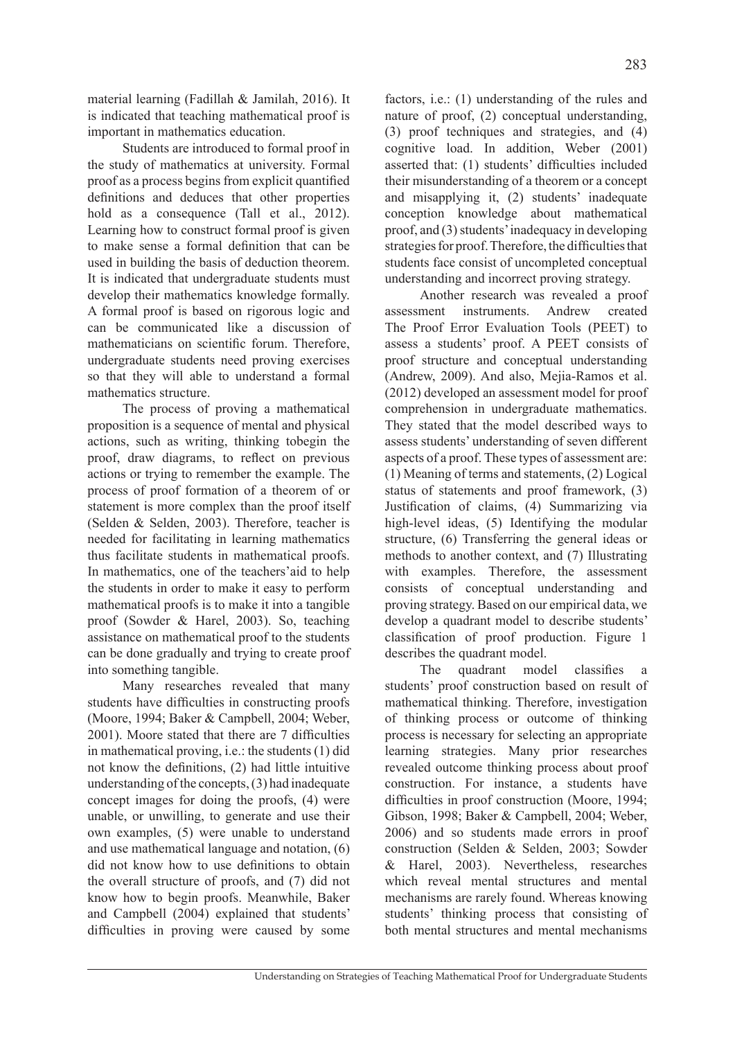material learning (Fadillah & Jamilah, 2016). It is indicated that teaching mathematical proof is important in mathematics education.

Students are introduced to formal proof in the study of mathematics at university. Formal proof as a process begins from explicit quantified definitions and deduces that other properties hold as a consequence (Tall et al., 2012). Learning how to construct formal proof is given to make sense a formal definition that can be used in building the basis of deduction theorem. It is indicated that undergraduate students must develop their mathematics knowledge formally. A formal proof is based on rigorous logic and can be communicated like a discussion of mathematicians on scientific forum. Therefore, undergraduate students need proving exercises so that they will able to understand a formal mathematics structure.

The process of proving a mathematical proposition is a sequence of mental and physical actions, such as writing, thinking tobegin the proof, draw diagrams, to reflect on previous actions or trying to remember the example. The process of proof formation of a theorem of or statement is more complex than the proof itself (Selden & Selden, 2003). Therefore, teacher is needed for facilitating in learning mathematics thus facilitate students in mathematical proofs. In mathematics, one of the teachers'aid to help the students in order to make it easy to perform mathematical proofs is to make it into a tangible proof (Sowder & Harel, 2003). So, teaching assistance on mathematical proof to the students can be done gradually and trying to create proof into something tangible.

Many researches revealed that many students have difficulties in constructing proofs (Moore, 1994; Baker & Campbell, 2004; Weber, 2001). Moore stated that there are 7 difficulties in mathematical proving, i.e.: the students (1) did not know the definitions, (2) had little intuitive understanding of the concepts, (3) had inadequate concept images for doing the proofs, (4) were unable, or unwilling, to generate and use their own examples, (5) were unable to understand and use mathematical language and notation, (6) did not know how to use definitions to obtain the overall structure of proofs, and (7) did not know how to begin proofs. Meanwhile, Baker and Campbell (2004) explained that students' difficulties in proving were caused by some factors, i.e.: (1) understanding of the rules and nature of proof, (2) conceptual understanding, (3) proof techniques and strategies, and (4) cognitive load. In addition, Weber (2001) asserted that: (1) students' difficulties included their misunderstanding of a theorem or a concept and misapplying it, (2) students' inadequate conception knowledge about mathematical proof, and (3) students' inadequacy in developing strategies for proof. Therefore, the difficulties that students face consist of uncompleted conceptual understanding and incorrect proving strategy.

Another research was revealed a proof assessment instruments. Andrew created The Proof Error Evaluation Tools (PEET) to assess a students' proof. A PEET consists of proof structure and conceptual understanding (Andrew, 2009). And also, Mejia-Ramos et al. (2012) developed an assessment model for proof comprehension in undergraduate mathematics. They stated that the model described ways to assess students' understanding of seven different aspects of a proof. These types of assessment are: (1) Meaning of terms and statements, (2) Logical status of statements and proof framework, (3) Justification of claims, (4) Summarizing via high-level ideas, (5) Identifying the modular structure, (6) Transferring the general ideas or methods to another context, and (7) Illustrating with examples. Therefore, the assessment consists of conceptual understanding and proving strategy. Based on our empirical data, we develop a quadrant model to describe students' classification of proof production. Figure 1 describes the quadrant model.

The quadrant model classifies a students' proof construction based on result of mathematical thinking. Therefore, investigation of thinking process or outcome of thinking process is necessary for selecting an appropriate learning strategies. Many prior researches revealed outcome thinking process about proof construction. For instance, a students have difficulties in proof construction (Moore, 1994; Gibson, 1998; Baker & Campbell, 2004; Weber, 2006) and so students made errors in proof construction (Selden & Selden, 2003; Sowder & Harel, 2003). Nevertheless, researches which reveal mental structures and mental mechanisms are rarely found. Whereas knowing students' thinking process that consisting of both mental structures and mental mechanisms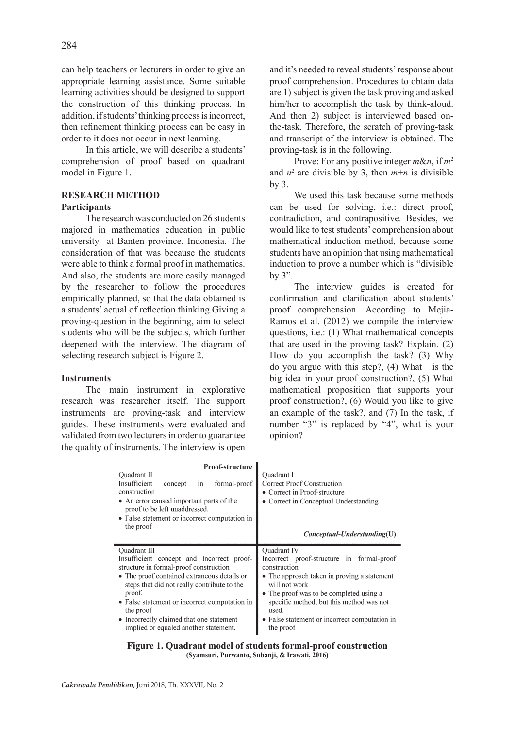can help teachers or lecturers in order to give an appropriate learning assistance. Some suitable learning activities should be designed to support the construction of this thinking process. In addition, if students' thinking process is incorrect, then refinement thinking process can be easy in order to it does not occur in next learning.

In this article, we will describe a students' comprehension of proof based on quadrant model in Figure 1.

## RESEARCH METHOD

### Participants

The research was conducted on 26 students majored in mathematics education in public university at Banten province, Indonesia. The consideration of that was because the students were able to think a formal proof in mathematics. And also, the students are more easily managed by the researcher to follow the procedures empirically planned, so that the data obtained is a students' actual of reflection thinking.Giving a proving-question in the beginning, aim to select students who will be the subjects, which further deepened with the interview. The diagram of selecting research subject is Figure 2.

### Instruments

The main instrument in explorative research was researcher itself. The support instruments are proving-task and interview guides. These instruments were evaluated and validated from two lecturers in order to guarantee the quality of instruments. The interview is open and it's needed to reveal students' response about proof comprehension. Procedures to obtain data are 1) subject is given the task proving and asked him/her to accomplish the task by think-aloud. And then 2) subject is interviewed based on-the-task. Therefore, the scratch of proving-task and transcript of the interview is obtained. The proving-task is in the following.

Prove: For any positive integer $m$&$n$, if $m^2$ and $n^2$ are divisible by 3, then $m+n$ is divisible by 3.

We used this task because some methods can be used for solving, i.e.: direct proof, contradiction, and contrapositive. Besides, we would like to test students' comprehension about mathematical induction method, because some students have an opinion that using mathematical induction to prove a number which is "divisible by 3".

The interview guides is created for confirmation and clarification about students' proof comprehension. According to Mejia-Ramos et al. (2012) we compile the interview questions, i.e.: (1) What mathematical concepts that are used in the proving task? Explain. (2) How do you accomplish the task? (3) Why do you argue with this step?, (4) What is the big idea in your proof construction?, (5) What mathematical proposition that supports your proof construction?, (6) Would you like to give an example of the task?, and (7) In the task, if number "3" is replaced by "4", what is your opinion?

| Quadrant II (Proof-structure axis) | Quadrant I |
|---|---|
| Quadrant II<br>Insufficient concept in formal-proof construction<br>• An error caused important parts of the proof to be left unaddressed.<br>• False statement or incorrect computation in the proof | Quadrant I<br>Correct Proof Construction<br>• Correct in Proof-structure<br>• Correct in Conceptual Understanding<br>*Conceptual-Understanding*(U) |
| Quadrant III<br>Insufficient concept and Incorrect proof-structure in formal-proof construction<br>• The proof contained extraneous details or steps that did not really contribute to the proof.<br>• False statement or incorrect computation in the proof<br>• Incorrectly claimed that one statement implied or equaled another statement. | Quadrant IV<br>Incorrect proof-structure in formal-proof construction<br>• The approach taken in proving a statement will not work<br>• The proof was to be completed using a specific method, but this method was not used.<br>• False statement or incorrect computation in the proof |

**Figure 1. Quadrant model of students formal-proof construction**
**(Syamsuri, Purwanto, Subanji, & Irawati, 2016)**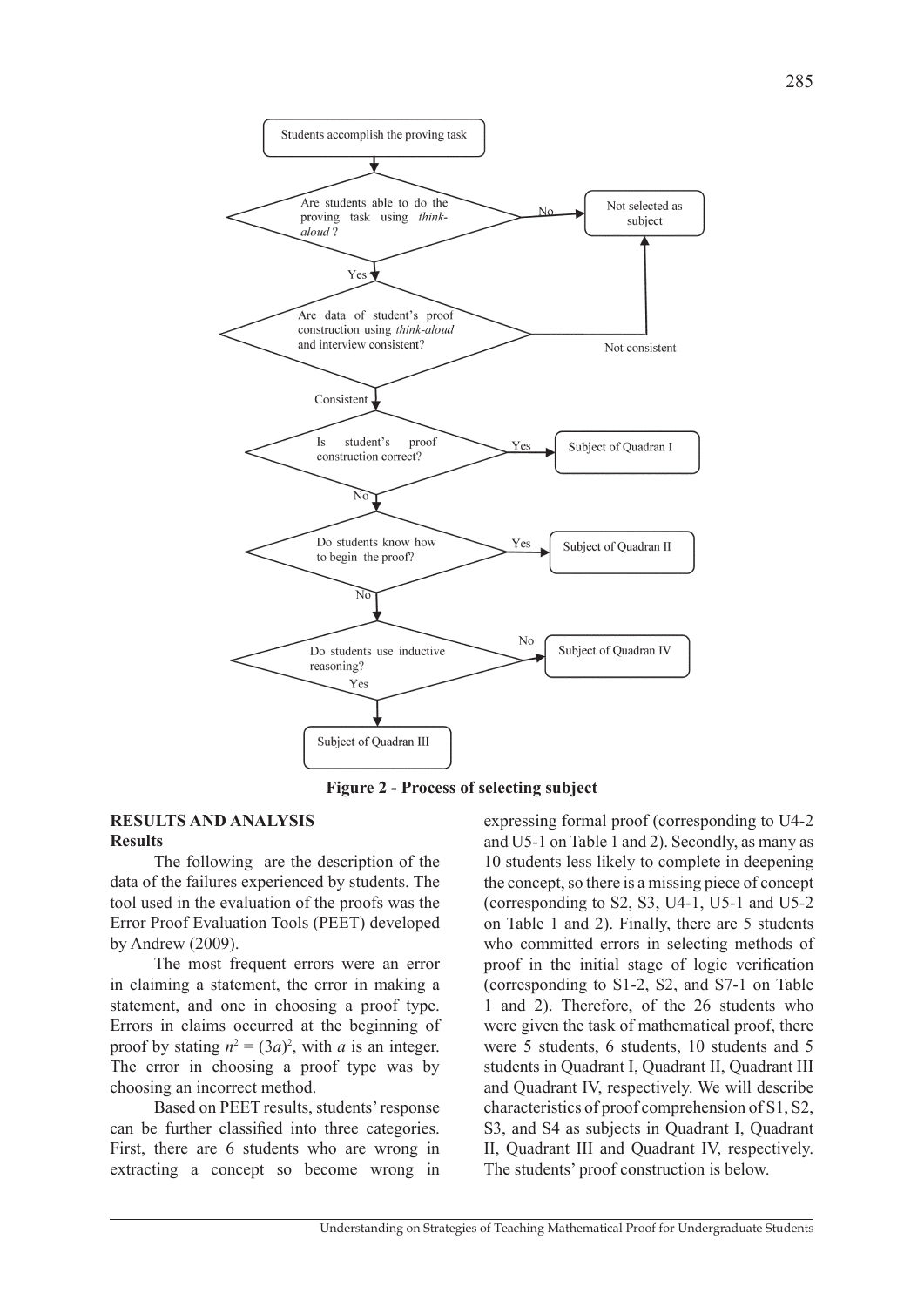Figure 2 - Process of selecting subject

## RESULTS AND ANALYSIS

### Results

The following are the description of the data of the failures experienced by students. The tool used in the evaluation of the proofs was the Error Proof Evaluation Tools (PEET) developed by Andrew (2009).

The most frequent errors were an error in claiming a statement, the error in making a statement, and one in choosing a proof type. Errors in claims occurred at the beginning of proof by stating $n^2 = (3a)^2$, with $a$ is an integer. The error in choosing a proof type was by choosing an incorrect method.

Based on PEET results, students' response can be further classified into three categories. First, there are 6 students who are wrong in extracting a concept so become wrong in expressing formal proof (corresponding to U4-2 and U5-1 on Table 1 and 2). Secondly, as many as 10 students less likely to complete in deepening the concept, so there is a missing piece of concept (corresponding to S2, S3, U4-1, U5-1 and U5-2 on Table 1 and 2). Finally, there are 5 students who committed errors in selecting methods of proof in the initial stage of logic verification (corresponding to S1-2, S2, and S7-1 on Table 1 and 2). Therefore, of the 26 students who were given the task of mathematical proof, there were 5 students, 6 students, 10 students and 5 students in Quadrant I, Quadrant II, Quadrant III and Quadrant IV, respectively. We will describe characteristics of proof comprehension of S1, S2, S3, and S4 as subjects in Quadrant I, Quadrant II, Quadrant III and Quadrant IV, respectively. The students' proof construction is below.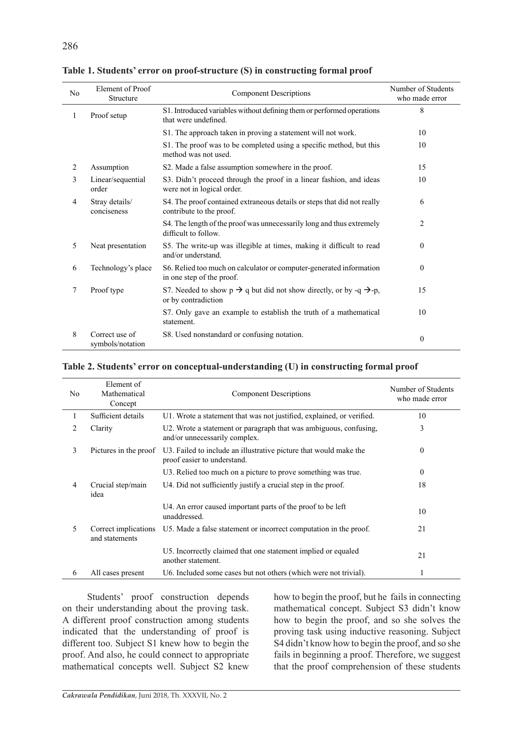**Table 1. Students' error on proof-structure (S) in constructing formal proof**

| No | Element of Proof Structure | Component Descriptions | Number of Students who made error |
|---|---|---|---|
| 1 | Proof setup | S1. Introduced variables without defining them or performed operations that were undefined. | 8 |
| | | S1. The approach taken in proving a statement will not work. | 10 |
| | | S1. The proof was to be completed using a specific method, but this method was not used. | 10 |
| 2 | Assumption | S2. Made a false assumption somewhere in the proof. | 15 |
| 3 | Linear/sequential order | S3. Didn't proceed through the proof in a linear fashion, and ideas were not in logical order. | 10 |
| 4 | Stray details/ conciseness | S4. The proof contained extraneous details or steps that did not really contribute to the proof. | 6 |
| | | S4. The length of the proof was unnecessarily long and thus extremely difficult to follow. | 2 |
| 5 | Neat presentation | S5. The write-up was illegible at times, making it difficult to read and/or understand. | 0 |
| 6 | Technology's place | S6. Relied too much on calculator or computer-generated information in one step of the proof. | 0 |
| 7 | Proof type | S7. Needed to show $p \rightarrow q$ but did not show directly, or by $-q \rightarrow -p$, or by contradiction | 15 |
| | | S7. Only gave an example to establish the truth of a mathematical statement. | 10 |
| 8 | Correct use of symbols/notation | S8. Used nonstandard or confusing notation. | 0 |

**Table 2. Students' error on conceptual-understanding (U) in constructing formal proof**

| No | Element of Mathematical Concept | Component Descriptions | Number of Students who made error |
|---|---|---|---|
| 1 | Sufficient details | U1. Wrote a statement that was not justified, explained, or verified. | 10 |
| 2 | Clarity | U2. Wrote a statement or paragraph that was ambiguous, confusing, and/or unnecessarily complex. | 3 |
| 3 | Pictures in the proof | U3. Failed to include an illustrative picture that would make the proof easier to understand. | 0 |
| | | U3. Relied too much on a picture to prove something was true. | 0 |
| 4 | Crucial step/main idea | U4. Did not sufficiently justify a crucial step in the proof. | 18 |
| | | U4. An error caused important parts of the proof to be left unaddressed. | 10 |
| 5 | Correct implications and statements | U5. Made a false statement or incorrect computation in the proof. | 21 |
| | | U5. Incorrectly claimed that one statement implied or equaled another statement. | 21 |
| 6 | All cases present | U6. Included some cases but not others (which were not trivial). | 1 |

Students' proof construction depends on their understanding about the proving task. A different proof construction among students indicated that the understanding of proof is different too. Subject S1 knew how to begin the proof. And also, he could connect to appropriate mathematical concepts well. Subject S2 knew how to begin the proof, but he fails in connecting mathematical concept. Subject S3 didn't know how to begin the proof, and so she solves the proving task using inductive reasoning. Subject S4 didn't know how to begin the proof, and so she fails in beginning a proof. Therefore, we suggest that the proof comprehension of these students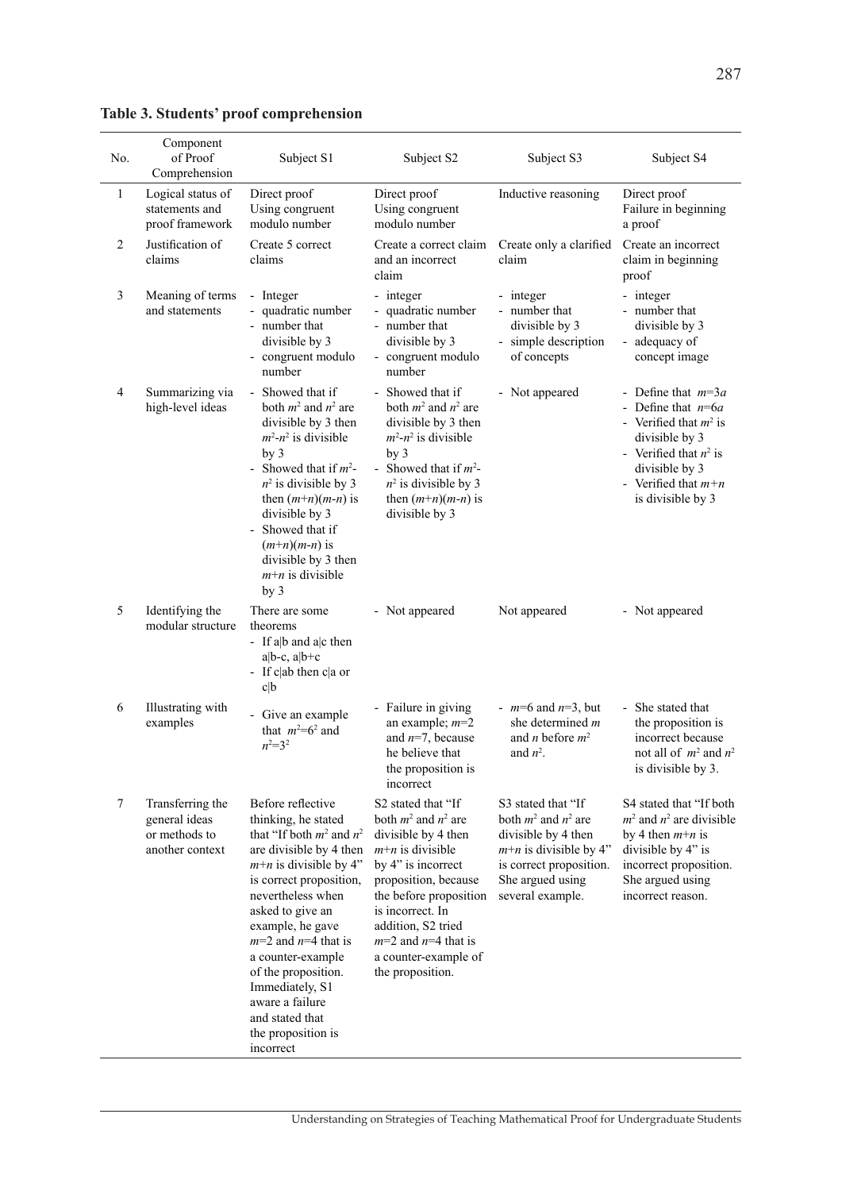**Table 3. Students' proof comprehension**

| No. | Component of Proof Comprehension | Subject S1 | Subject S2 | Subject S3 | Subject S4 |
|---|---|---|---|---|---|
| 1 | Logical status of statements and proof framework | Direct proof Using congruent modulo number | Direct proof Using congruent modulo number | Inductive reasoning | Direct proof Failure in beginning a proof |
| 2 | Justification of claims | Create 5 correct claims | Create a correct claim and an incorrect claim | Create only a clarified claim | Create an incorrect claim in beginning proof |
| 3 | Meaning of terms and statements | - Integer<br>- quadratic number<br>- number that divisible by 3<br>- congruent modulo number | - integer<br>- quadratic number<br>- number that divisible by 3<br>- congruent modulo number | - integer<br>- number that divisible by 3<br>- simple description of concepts | - integer<br>- number that divisible by 3<br>- adequacy of concept image |
| 4 | Summarizing via high-level ideas | - Showed that if both $m^2$ and $n^2$ are divisible by 3 then $m^2$-$n^2$ is divisible by 3<br>- Showed that if $m^2$-$n^2$ is divisible by 3 then $(m+n)(m-n)$ is divisible by 3<br>- Showed that if $(m+n)(m-n)$ is divisible by 3 then $m+n$ is divisible by 3 | - Showed that if both $m^2$ and $n^2$ are divisible by 3 then $m^2$-$n^2$ is divisible by 3<br>- Showed that if $m^2$-$n^2$ is divisible by 3 then $(m+n)(m-n)$ is divisible by 3 | - Not appeared | - Define that $m$=3$a$<br>- Define that $n$=6$a$<br>- Verified that $m^2$ is divisible by 3<br>- Verified that $n^2$ is divisible by 3<br>- Verified that $m+n$ is divisible by 3 |
| 5 | Identifying the modular structure | There are some theorems<br>- If a\|b and a\|c then a\|b-c, a\|b+c<br>- If c\|ab then c\|a or c\|b | - Not appeared | Not appeared | - Not appeared |
| 6 | Illustrating with examples | - Give an example that $m^2$=$6^2$ and $n^2$=$3^2$ | - Failure in giving an example; $m$=2 and $n$=7, because he believe that the proposition is incorrect | - $m$=6 and $n$=3, but she determined $m$ and $n$ before $m^2$ and $n^2$. | - She stated that the proposition is incorrect because not all of $m^2$ and $n^2$ is divisible by 3. |
| 7 | Transferring the general ideas or methods to another context | Before reflective thinking, he stated that "If both $m^2$ and $n^2$ are divisible by 4 then $m$+$n$ is divisible by 4" is correct proposition, nevertheless when asked to give an example, he gave $m$=2 and $n$=4 that is a counter-example of the proposition. Immediately, S1 aware a failure and stated that the proposition is incorrect | S2 stated that "If both $m^2$ and $n^2$ are divisible by 4 then $m$+$n$ is divisible by 4" is incorrect proposition, because the before proposition is incorrect. In addition, S2 tried $m$=2 and $n$=4 that is a counter-example of the proposition. | S3 stated that "If both $m^2$ and $n^2$ are divisible by 4 then $m$+$n$ is divisible by 4" is correct proposition. She argued using several example. | S4 stated that "If both $m^2$ and $n^2$ are divisible by 4 then $m$+$n$ is divisible by 4" is incorrect proposition. She argued using incorrect reason. |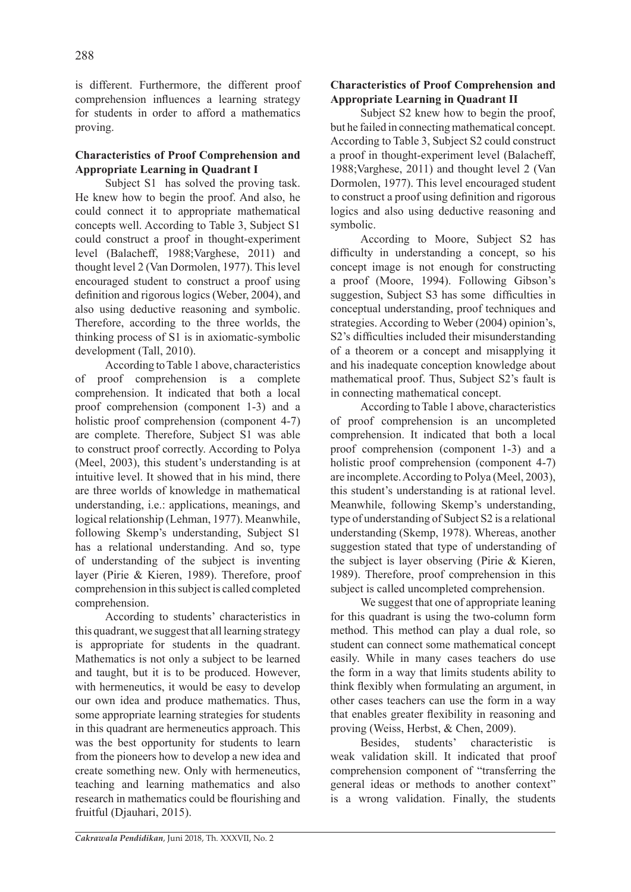is different. Furthermore, the different proof comprehension influences a learning strategy for students in order to afford a mathematics proving.

**Characteristics of Proof Comprehension and Appropriate Learning in Quadrant I**

Subject S1 has solved the proving task. He knew how to begin the proof. And also, he could connect it to appropriate mathematical concepts well. According to Table 3, Subject S1 could construct a proof in thought-experiment level (Balacheff, 1988;Varghese, 2011) and thought level 2 (Van Dormolen, 1977). This level encouraged student to construct a proof using definition and rigorous logics (Weber, 2004), and also using deductive reasoning and symbolic. Therefore, according to the three worlds, the thinking process of S1 is in axiomatic-symbolic development (Tall, 2010).

According to Table 1 above, characteristics of proof comprehension is a complete comprehension. It indicated that both a local proof comprehension (component 1-3) and a holistic proof comprehension (component 4-7) are complete. Therefore, Subject S1 was able to construct proof correctly. According to Polya (Meel, 2003), this student's understanding is at intuitive level. It showed that in his mind, there are three worlds of knowledge in mathematical understanding, i.e.: applications, meanings, and logical relationship (Lehman, 1977). Meanwhile, following Skemp's understanding, Subject S1 has a relational understanding. And so, type of understanding of the subject is inventing layer (Pirie & Kieren, 1989). Therefore, proof comprehension in this subject is called completed comprehension.

According to students' characteristics in this quadrant, we suggest that all learning strategy is appropriate for students in the quadrant. Mathematics is not only a subject to be learned and taught, but it is to be produced. However, with hermeneutics, it would be easy to develop our own idea and produce mathematics. Thus, some appropriate learning strategies for students in this quadrant are hermeneutics approach. This was the best opportunity for students to learn from the pioneers how to develop a new idea and create something new. Only with hermeneutics, teaching and learning mathematics and also research in mathematics could be flourishing and fruitful (Djauhari, 2015).

**Characteristics of Proof Comprehension and Appropriate Learning in Quadrant II**

Subject S2 knew how to begin the proof, but he failed in connecting mathematical concept. According to Table 3, Subject S2 could construct a proof in thought-experiment level (Balacheff, 1988;Varghese, 2011) and thought level 2 (Van Dormolen, 1977). This level encouraged student to construct a proof using definition and rigorous logics and also using deductive reasoning and symbolic.

According to Moore, Subject S2 has difficulty in understanding a concept, so his concept image is not enough for constructing a proof (Moore, 1994). Following Gibson's suggestion, Subject S3 has some difficulties in conceptual understanding, proof techniques and strategies. According to Weber (2004) opinion's, S2's difficulties included their misunderstanding of a theorem or a concept and misapplying it and his inadequate conception knowledge about mathematical proof. Thus, Subject S2's fault is in connecting mathematical concept.

According to Table 1 above, characteristics of proof comprehension is an uncompleted comprehension. It indicated that both a local proof comprehension (component 1-3) and a holistic proof comprehension (component 4-7) are incomplete. According to Polya (Meel, 2003), this student's understanding is at rational level. Meanwhile, following Skemp's understanding, type of understanding of Subject S2 is a relational understanding (Skemp, 1978). Whereas, another suggestion stated that type of understanding of the subject is layer observing (Pirie & Kieren, 1989). Therefore, proof comprehension in this subject is called uncompleted comprehension.

We suggest that one of appropriate leaning for this quadrant is using the two-column form method. This method can play a dual role, so student can connect some mathematical concept easily. While in many cases teachers do use the form in a way that limits students ability to think flexibly when formulating an argument, in other cases teachers can use the form in a way that enables greater flexibility in reasoning and proving (Weiss, Herbst, & Chen, 2009).

Besides, students' characteristic is weak validation skill. It indicated that proof comprehension component of "transferring the general ideas or methods to another context" is a wrong validation. Finally, the students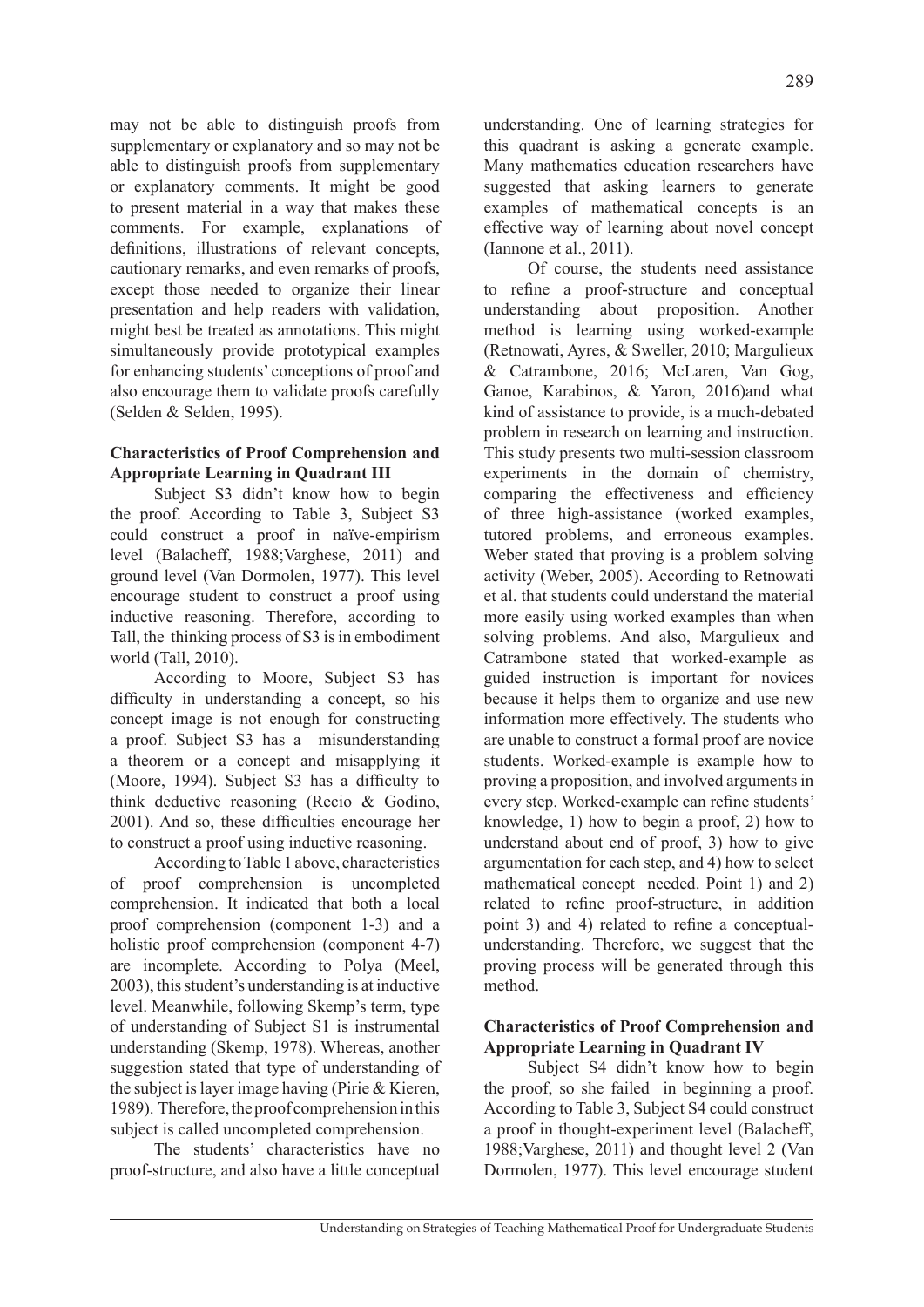may not be able to distinguish proofs from supplementary or explanatory and so may not be able to distinguish proofs from supplementary or explanatory comments. It might be good to present material in a way that makes these comments. For example, explanations of definitions, illustrations of relevant concepts, cautionary remarks, and even remarks of proofs, except those needed to organize their linear presentation and help readers with validation, might best be treated as annotations. This might simultaneously provide prototypical examples for enhancing students' conceptions of proof and also encourage them to validate proofs carefully (Selden & Selden, 1995).

**Characteristics of Proof Comprehension and Appropriate Learning in Quadrant III**

Subject S3 didn't know how to begin the proof. According to Table 3, Subject S3 could construct a proof in naïve-empirism level (Balacheff, 1988;Varghese, 2011) and ground level (Van Dormolen, 1977). This level encourage student to construct a proof using inductive reasoning. Therefore, according to Tall, the thinking process of S3 is in embodiment world (Tall, 2010).

According to Moore, Subject S3 has difficulty in understanding a concept, so his concept image is not enough for constructing a proof. Subject S3 has a misunderstanding a theorem or a concept and misapplying it (Moore, 1994). Subject S3 has a difficulty to think deductive reasoning (Recio & Godino, 2001). And so, these difficulties encourage her to construct a proof using inductive reasoning.

According to Table 1 above, characteristics of proof comprehension is uncompleted comprehension. It indicated that both a local proof comprehension (component 1-3) and a holistic proof comprehension (component 4-7) are incomplete. According to Polya (Meel, 2003), this student's understanding is at inductive level. Meanwhile, following Skemp's term, type of understanding of Subject S1 is instrumental understanding (Skemp, 1978). Whereas, another suggestion stated that type of understanding of the subject is layer image having (Pirie & Kieren, 1989). Therefore, the proof comprehension in this subject is called uncompleted comprehension.

The students' characteristics have no proof-structure, and also have a little conceptual understanding. One of learning strategies for this quadrant is asking a generate example. Many mathematics education researchers have suggested that asking learners to generate examples of mathematical concepts is an effective way of learning about novel concept (Iannone et al., 2011).

Of course, the students need assistance to refine a proof-structure and conceptual understanding about proposition. Another method is learning using worked-example (Retnowati, Ayres, & Sweller, 2010; Margulieux & Catrambone, 2016; McLaren, Van Gog, Ganoe, Karabinos, & Yaron, 2016)and what kind of assistance to provide, is a much-debated problem in research on learning and instruction. This study presents two multi-session classroom experiments in the domain of chemistry, comparing the effectiveness and efficiency of three high-assistance (worked examples, tutored problems, and erroneous examples. Weber stated that proving is a problem solving activity (Weber, 2005). According to Retnowati et al. that students could understand the material more easily using worked examples than when solving problems. And also, Margulieux and Catrambone stated that worked-example as guided instruction is important for novices because it helps them to organize and use new information more effectively. The students who are unable to construct a formal proof are novice students. Worked-example is example how to proving a proposition, and involved arguments in every step. Worked-example can refine students' knowledge, 1) how to begin a proof, 2) how to understand about end of proof, 3) how to give argumentation for each step, and 4) how to select mathematical concept needed. Point 1) and 2) related to refine proof-structure, in addition point 3) and 4) related to refine a conceptual-understanding. Therefore, we suggest that the proving process will be generated through this method.

**Characteristics of Proof Comprehension and Appropriate Learning in Quadrant IV**

Subject S4 didn't know how to begin the proof, so she failed in beginning a proof. According to Table 3, Subject S4 could construct a proof in thought-experiment level (Balacheff, 1988;Varghese, 2011) and thought level 2 (Van Dormolen, 1977). This level encourage student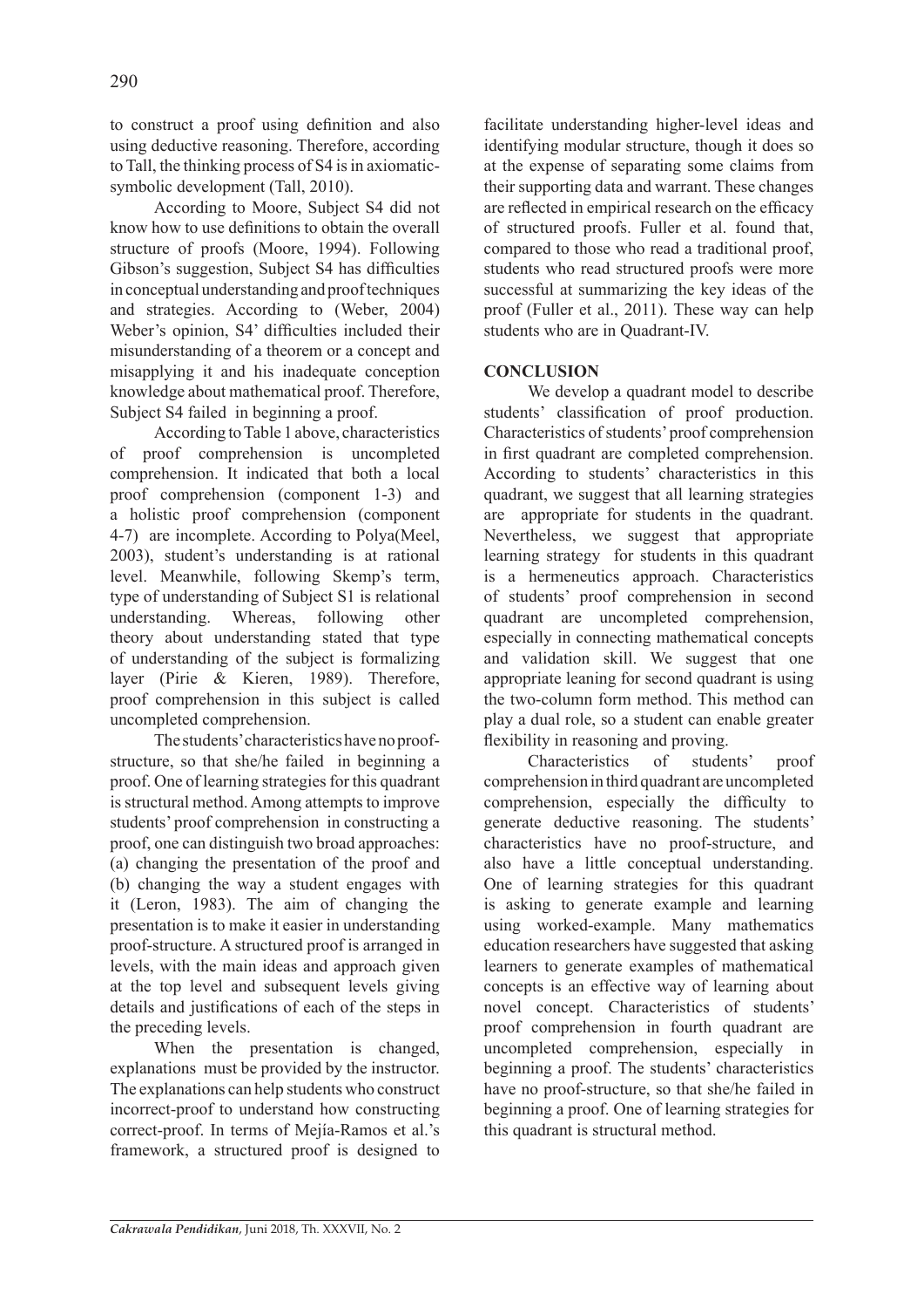to construct a proof using definition and also using deductive reasoning. Therefore, according to Tall, the thinking process of S4 is in axiomatic-symbolic development (Tall, 2010).

According to Moore, Subject S4 did not know how to use definitions to obtain the overall structure of proofs (Moore, 1994). Following Gibson's suggestion, Subject S4 has difficulties in conceptual understanding and proof techniques and strategies. According to (Weber, 2004) Weber's opinion, S4' difficulties included their misunderstanding of a theorem or a concept and misapplying it and his inadequate conception knowledge about mathematical proof. Therefore, Subject S4 failed in beginning a proof.

According to Table 1 above, characteristics of proof comprehension is uncompleted comprehension. It indicated that both a local proof comprehension (component 1-3) and a holistic proof comprehension (component 4-7) are incomplete. According to Polya(Meel, 2003), student's understanding is at rational level. Meanwhile, following Skemp's term, type of understanding of Subject S1 is relational understanding. Whereas, following other theory about understanding stated that type of understanding of the subject is formalizing layer (Pirie & Kieren, 1989). Therefore, proof comprehension in this subject is called uncompleted comprehension.

The students' characteristics have no proof-structure, so that she/he failed in beginning a proof. One of learning strategies for this quadrant is structural method. Among attempts to improve students' proof comprehension in constructing a proof, one can distinguish two broad approaches: (a) changing the presentation of the proof and (b) changing the way a student engages with it (Leron, 1983). The aim of changing the presentation is to make it easier in understanding proof-structure. A structured proof is arranged in levels, with the main ideas and approach given at the top level and subsequent levels giving details and justifications of each of the steps in the preceding levels.

When the presentation is changed, explanations must be provided by the instructor. The explanations can help students who construct incorrect-proof to understand how constructing correct-proof. In terms of Mejía-Ramos et al.'s framework, a structured proof is designed to facilitate understanding higher-level ideas and identifying modular structure, though it does so at the expense of separating some claims from their supporting data and warrant. These changes are reflected in empirical research on the efficacy of structured proofs. Fuller et al. found that, compared to those who read a traditional proof, students who read structured proofs were more successful at summarizing the key ideas of the proof (Fuller et al., 2011). These way can help students who are in Quadrant-IV.

## CONCLUSION

We develop a quadrant model to describe students' classification of proof production. Characteristics of students' proof comprehension in first quadrant are completed comprehension. According to students' characteristics in this quadrant, we suggest that all learning strategies are appropriate for students in the quadrant. Nevertheless, we suggest that appropriate learning strategy for students in this quadrant is a hermeneutics approach. Characteristics of students' proof comprehension in second quadrant are uncompleted comprehension, especially in connecting mathematical concepts and validation skill. We suggest that one appropriate leaning for second quadrant is using the two-column form method. This method can play a dual role, so a student can enable greater flexibility in reasoning and proving.

Characteristics of students' proof comprehension in third quadrant are uncompleted comprehension, especially the difficulty to generate deductive reasoning. The students' characteristics have no proof-structure, and also have a little conceptual understanding. One of learning strategies for this quadrant is asking to generate example and learning using worked-example. Many mathematics education researchers have suggested that asking learners to generate examples of mathematical concepts is an effective way of learning about novel concept. Characteristics of students' proof comprehension in fourth quadrant are uncompleted comprehension, especially in beginning a proof. The students' characteristics have no proof-structure, so that she/he failed in beginning a proof. One of learning strategies for this quadrant is structural method.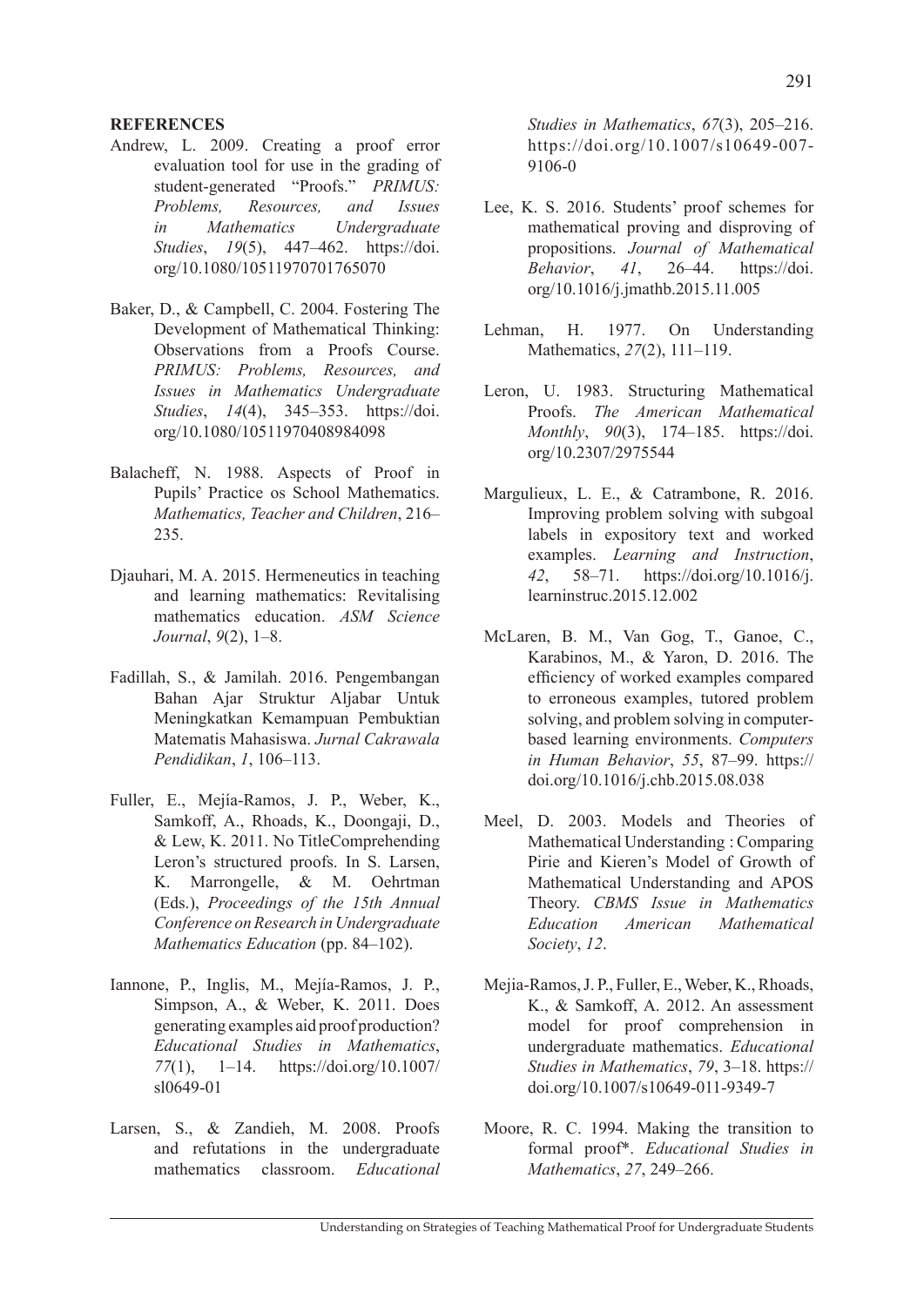## REFERENCES

Andrew, L. 2009. Creating a proof error evaluation tool for use in the grading of student-generated "Proofs." *PRIMUS: Problems, Resources, and Issues in Mathematics Undergraduate Studies*, *19*(5), 447–462. https://doi.org/10.1080/10511970701765070

Baker, D., & Campbell, C. 2004. Fostering The Development of Mathematical Thinking: Observations from a Proofs Course. *PRIMUS: Problems, Resources, and Issues in Mathematics Undergraduate Studies*, *14*(4), 345–353. https://doi.org/10.1080/10511970408984098

Balacheff, N. 1988. Aspects of Proof in Pupils' Practice os School Mathematics. *Mathematics, Teacher and Children*, 216–235.

Djauhari, M. A. 2015. Hermeneutics in teaching and learning mathematics: Revitalising mathematics education. *ASM Science Journal*, *9*(2), 1–8.

Fadillah, S., & Jamilah. 2016. Pengembangan Bahan Ajar Struktur Aljabar Untuk Meningkatkan Kemampuan Pembuktian Matematis Mahasiswa. *Jurnal Cakrawala Pendidikan*, *1*, 106–113.

Fuller, E., Mejía-Ramos, J. P., Weber, K., Samkoff, A., Rhoads, K., Doongaji, D., & Lew, K. 2011. No TitleComprehending Leron's structured proofs. In S. Larsen, K. Marrongelle, & M. Oehrtman (Eds.), *Proceedings of the 15th Annual Conference on Research in Undergraduate Mathematics Education* (pp. 84–102).

Iannone, P., Inglis, M., Mejía-Ramos, J. P., Simpson, A., & Weber, K. 2011. Does generating examples aid proof production? *Educational Studies in Mathematics*, *77*(1), 1–14. https://doi.org/10.1007/sl0649-01

Larsen, S., & Zandieh, M. 2008. Proofs and refutations in the undergraduate mathematics classroom. *Educational Studies in Mathematics*, *67*(3), 205–216. https://doi.org/10.1007/s10649-007-9106-0

Lee, K. S. 2016. Students' proof schemes for mathematical proving and disproving of propositions. *Journal of Mathematical Behavior*, *41*, 26–44. https://doi.org/10.1016/j.jmathb.2015.11.005

Lehman, H. 1977. On Understanding Mathematics, *27*(2), 111–119.

Leron, U. 1983. Structuring Mathematical Proofs. *The American Mathematical Monthly*, *90*(3), 174–185. https://doi.org/10.2307/2975544

Margulieux, L. E., & Catrambone, R. 2016. Improving problem solving with subgoal labels in expository text and worked examples. *Learning and Instruction*, *42*, 58–71. https://doi.org/10.1016/j.learninstruc.2015.12.002

McLaren, B. M., Van Gog, T., Ganoe, C., Karabinos, M., & Yaron, D. 2016. The efficiency of worked examples compared to erroneous examples, tutored problem solving, and problem solving in computer-based learning environments. *Computers in Human Behavior*, *55*, 87–99. https://doi.org/10.1016/j.chb.2015.08.038

Meel, D. 2003. Models and Theories of Mathematical Understanding : Comparing Pirie and Kieren's Model of Growth of Mathematical Understanding and APOS Theory. *CBMS Issue in Mathematics Education American Mathematical Society*, *12*.

Mejia-Ramos, J. P., Fuller, E., Weber, K., Rhoads, K., & Samkoff, A. 2012. An assessment model for proof comprehension in undergraduate mathematics. *Educational Studies in Mathematics*, *79*, 3–18. https://doi.org/10.1007/s10649-011-9349-7

Moore, R. C. 1994. Making the transition to formal proof*. *Educational Studies in Mathematics*, *27*, 249–266.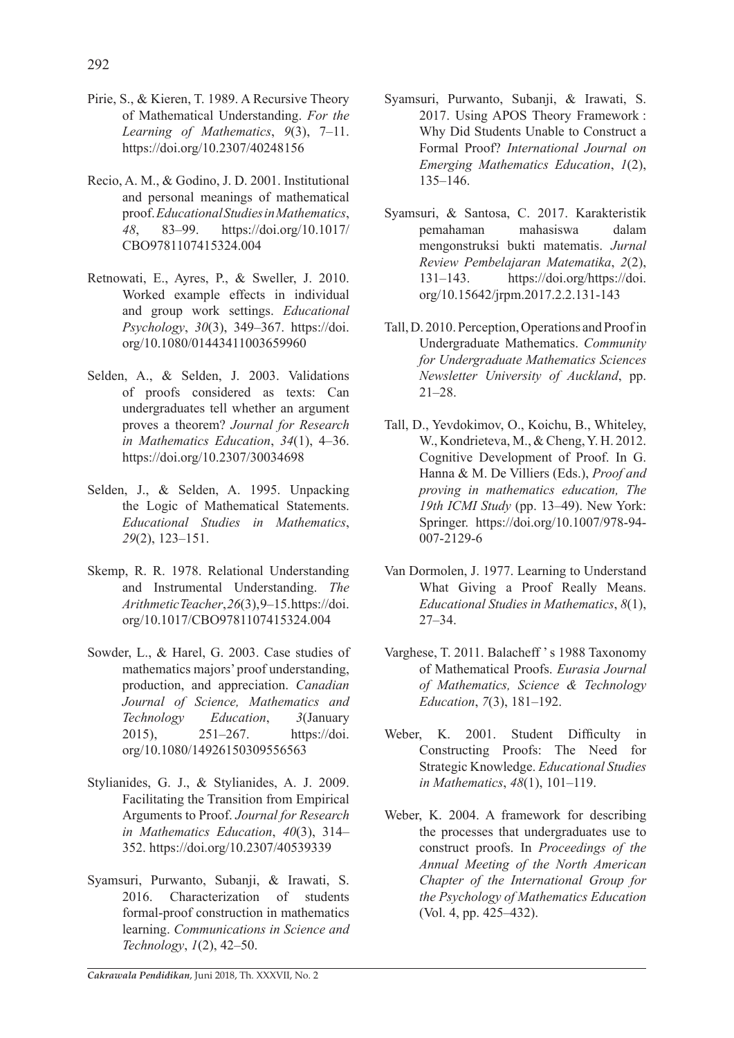Pirie, S., & Kieren, T. 1989. A Recursive Theory of Mathematical Understanding. *For the Learning of Mathematics*, *9*(3), 7–11. https://doi.org/10.2307/40248156

Recio, A. M., & Godino, J. D. 2001. Institutional and personal meanings of mathematical proof. *Educational Studies in Mathematics*, *48*, 83–99. https://doi.org/10.1017/CBO9781107415324.004

Retnowati, E., Ayres, P., & Sweller, J. 2010. Worked example effects in individual and group work settings. *Educational Psychology*, *30*(3), 349–367. https://doi.org/10.1080/01443411003659960

Selden, A., & Selden, J. 2003. Validations of proofs considered as texts: Can undergraduates tell whether an argument proves a theorem? *Journal for Research in Mathematics Education*, *34*(1), 4–36. https://doi.org/10.2307/30034698

Selden, J., & Selden, A. 1995. Unpacking the Logic of Mathematical Statements. *Educational Studies in Mathematics*, *29*(2), 123–151.

Skemp, R. R. 1978. Relational Understanding and Instrumental Understanding. *The Arithmetic Teacher*, *26*(3), 9–15. https://doi.org/10.1017/CBO9781107415324.004

Sowder, L., & Harel, G. 2003. Case studies of mathematics majors' proof understanding, production, and appreciation. *Canadian Journal of Science, Mathematics and Technology Education*, *3*(January 2015), 251–267. https://doi.org/10.1080/14926150309556563

Stylianides, G. J., & Stylianides, A. J. 2009. Facilitating the Transition from Empirical Arguments to Proof. *Journal for Research in Mathematics Education*, *40*(3), 314–352. https://doi.org/10.2307/40539339

Syamsuri, Purwanto, Subanji, & Irawati, S. 2016. Characterization of students formal-proof construction in mathematics learning. *Communications in Science and Technology*, *1*(2), 42–50.

Syamsuri, Purwanto, Subanji, & Irawati, S. 2017. Using APOS Theory Framework : Why Did Students Unable to Construct a Formal Proof? *International Journal on Emerging Mathematics Education*, *1*(2), 135–146.

Syamsuri, & Santosa, C. 2017. Karakteristik pemahaman mahasiswa dalam mengonstruksi bukti matematis. *Jurnal Review Pembelajaran Matematika*, *2*(2), 131–143. https://doi.org/https://doi.org/10.15642/jrpm.2017.2.2.131-143

Tall, D. 2010. Perception, Operations and Proof in Undergraduate Mathematics. *Community for Undergraduate Mathematics Sciences Newsletter University of Auckland*, pp. 21–28.

Tall, D., Yevdokimov, O., Koichu, B., Whiteley, W., Kondrieteva, M., & Cheng, Y. H. 2012. Cognitive Development of Proof. In G. Hanna & M. De Villiers (Eds.), *Proof and proving in mathematics education, The 19th ICMI Study* (pp. 13–49). New York: Springer. https://doi.org/10.1007/978-94-007-2129-6

Van Dormolen, J. 1977. Learning to Understand What Giving a Proof Really Means. *Educational Studies in Mathematics*, *8*(1), 27–34.

Varghese, T. 2011. Balacheff ' s 1988 Taxonomy of Mathematical Proofs. *Eurasia Journal of Mathematics, Science & Technology Education*, *7*(3), 181–192.

Weber, K. 2001. Student Difficulty in Constructing Proofs: The Need for Strategic Knowledge. *Educational Studies in Mathematics*, *48*(1), 101–119.

Weber, K. 2004. A framework for describing the processes that undergraduates use to construct proofs. In *Proceedings of the Annual Meeting of the North American Chapter of the International Group for the Psychology of Mathematics Education* (Vol. 4, pp. 425–432).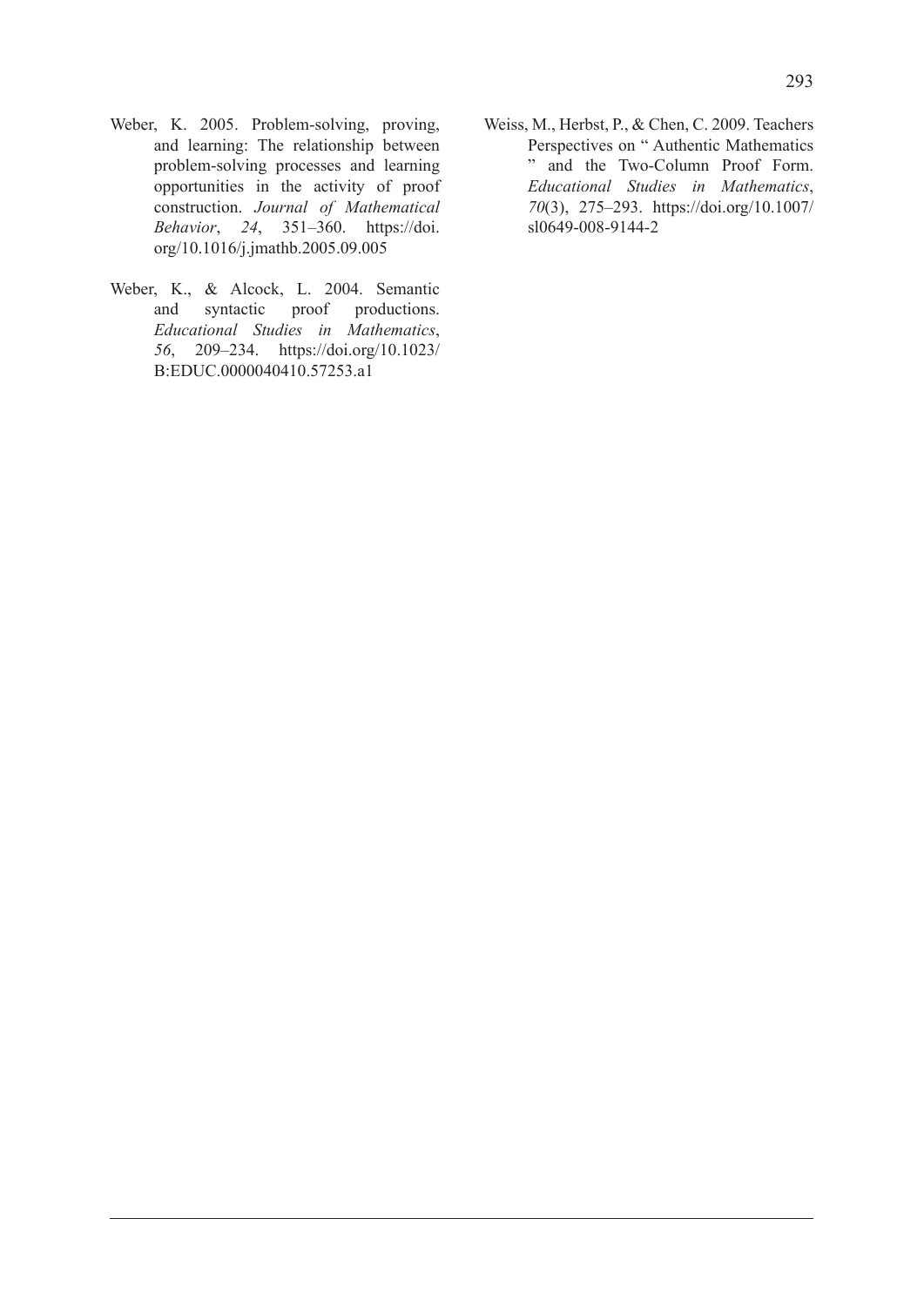Weber, K. 2005. Problem-solving, proving, and learning: The relationship between problem-solving processes and learning opportunities in the activity of proof construction. *Journal of Mathematical Behavior*, *24*, 351–360. https://doi.org/10.1016/j.jmathb.2005.09.005

Weber, K., & Alcock, L. 2004. Semantic and syntactic proof productions. *Educational Studies in Mathematics*, *56*, 209–234. https://doi.org/10.1023/B:EDUC.0000040410.57253.a1

Weiss, M., Herbst, P., & Chen, C. 2009. Teachers Perspectives on " Authentic Mathematics " and the Two-Column Proof Form. *Educational Studies in Mathematics*, *70*(3), 275–293. https://doi.org/10.1007/sl0649-008-9144-2